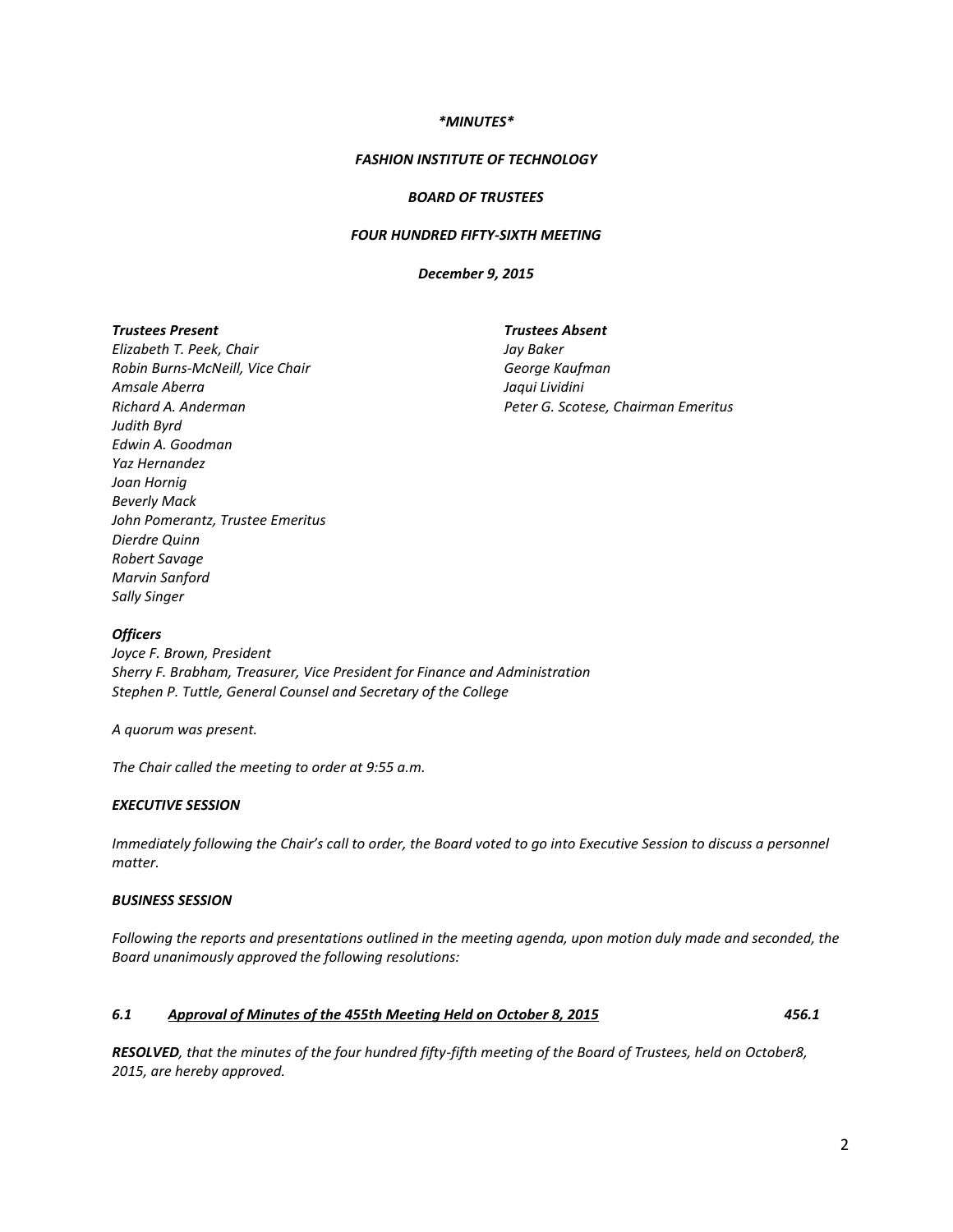*\*MINUTES\**

***FASHION INSTITUTE OF TECHNOLOGY***

***BOARD OF TRUSTEES***

***FOUR HUNDRED FIFTY-SIXTH MEETING***

***December 9, 2015***

***Trustees Present***
*Elizabeth T. Peek, Chair*
*Robin Burns-McNeill, Vice Chair*
*Amsale Aberra*
*Richard A. Anderman*
*Judith Byrd*
*Edwin A. Goodman*
*Yaz Hernandez*
*Joan Hornig*
*Beverly Mack*
*John Pomerantz, Trustee Emeritus*
*Dierdre Quinn*
*Robert Savage*
*Marvin Sanford*
*Sally Singer*

***Trustees Absent***
*Jay Baker*
*George Kaufman*
*Jaqui Lividini*
*Peter G. Scotese, Chairman Emeritus*

***Officers***
*Joyce F. Brown, President*
*Sherry F. Brabham, Treasurer, Vice President for Finance and Administration*
*Stephen P. Tuttle, General Counsel and Secretary of the College*

*A quorum was present.*

*The Chair called the meeting to order at 9:55 a.m.*

***EXECUTIVE SESSION***

*Immediately following the Chair's call to order, the Board voted to go into Executive Session to discuss a personnel matter.*

***BUSINESS SESSION***

*Following the reports and presentations outlined in the meeting agenda, upon motion duly made and seconded, the Board unanimously approved the following resolutions:*

***6.1 Approval of Minutes of the 455th Meeting Held on October 8, 2015 456.1***

***RESOLVED****, that the minutes of the four hundred fifty-fifth meeting of the Board of Trustees, held on October8, 2015, are hereby approved.*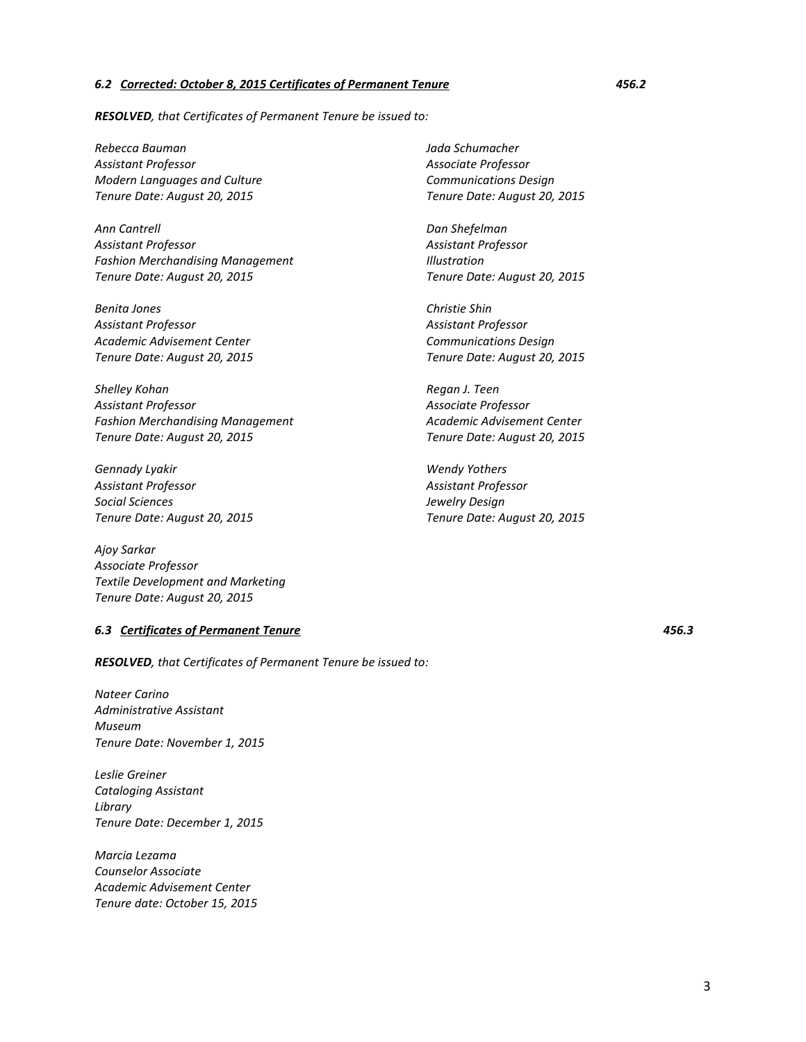### *6.2 Corrected: October 8, 2015 Certificates of Permanent Tenure* **456.2**

***RESOLVED**, that Certificates of Permanent Tenure be issued to:*

*Rebecca Bauman*
*Assistant Professor*
*Modern Languages and Culture*
*Tenure Date: August 20, 2015*

*Ann Cantrell*
*Assistant Professor*
*Fashion Merchandising Management*
*Tenure Date: August 20, 2015*

*Benita Jones*
*Assistant Professor*
*Academic Advisement Center*
*Tenure Date: August 20, 2015*

*Shelley Kohan*
*Assistant Professor*
*Fashion Merchandising Management*
*Tenure Date: August 20, 2015*

*Gennady Lyakir*
*Assistant Professor*
*Social Sciences*
*Tenure Date: August 20, 2015*

*Ajoy Sarkar*
*Associate Professor*
*Textile Development and Marketing*
*Tenure Date: August 20, 2015*

*Jada Schumacher*
*Associate Professor*
*Communications Design*
*Tenure Date: August 20, 2015*

*Dan Shefelman*
*Assistant Professor*
*Illustration*
*Tenure Date: August 20, 2015*

*Christie Shin*
*Assistant Professor*
*Communications Design*
*Tenure Date: August 20, 2015*

*Regan J. Teen*
*Associate Professor*
*Academic Advisement Center*
*Tenure Date: August 20, 2015*

*Wendy Yothers*
*Assistant Professor*
*Jewelry Design*
*Tenure Date: August 20, 2015*

### *6.3 Certificates of Permanent Tenure* **456.3**

***RESOLVED**, that Certificates of Permanent Tenure be issued to:*

*Nateer Carino*
*Administrative Assistant*
*Museum*
*Tenure Date: November 1, 2015*

*Leslie Greiner*
*Cataloging Assistant*
*Library*
*Tenure Date: December 1, 2015*

*Marcia Lezama*
*Counselor Associate*
*Academic Advisement Center*
*Tenure date: October 15, 2015*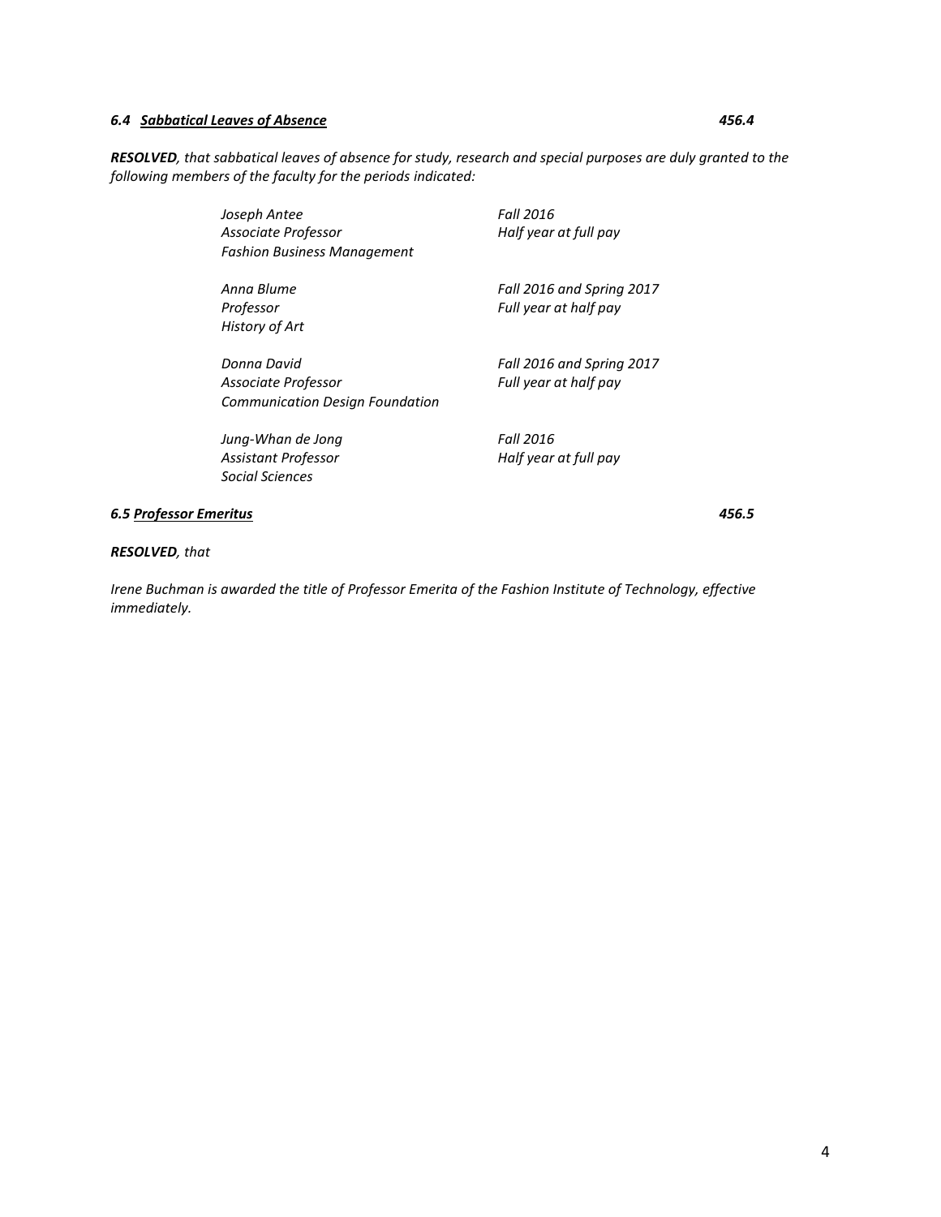### *6.4 <u>Sabbatical Leaves of Absence</u>* *456.4*

***RESOLVED**, that sabbatical leaves of absence for study, research and special purposes are duly granted to the following members of the faculty for the periods indicated:*

| | |
|---|---|
| *Joseph Antee*<br>*Associate Professor*<br>*Fashion Business Management* | *Fall 2016*<br>*Half year at full pay* |
| *Anna Blume*<br>*Professor*<br>*History of Art* | *Fall 2016 and Spring 2017*<br>*Full year at half pay* |
| *Donna David*<br>*Associate Professor*<br>*Communication Design Foundation* | *Fall 2016 and Spring 2017*<br>*Full year at half pay* |
| *Jung-Whan de Jong*<br>*Assistant Professor*<br>*Social Sciences* | *Fall 2016*<br>*Half year at full pay* |

### *6.5 <u>Professor Emeritus</u>* *456.5*

***RESOLVED**, that*

*Irene Buchman is awarded the title of Professor Emerita of the Fashion Institute of Technology, effective immediately.*